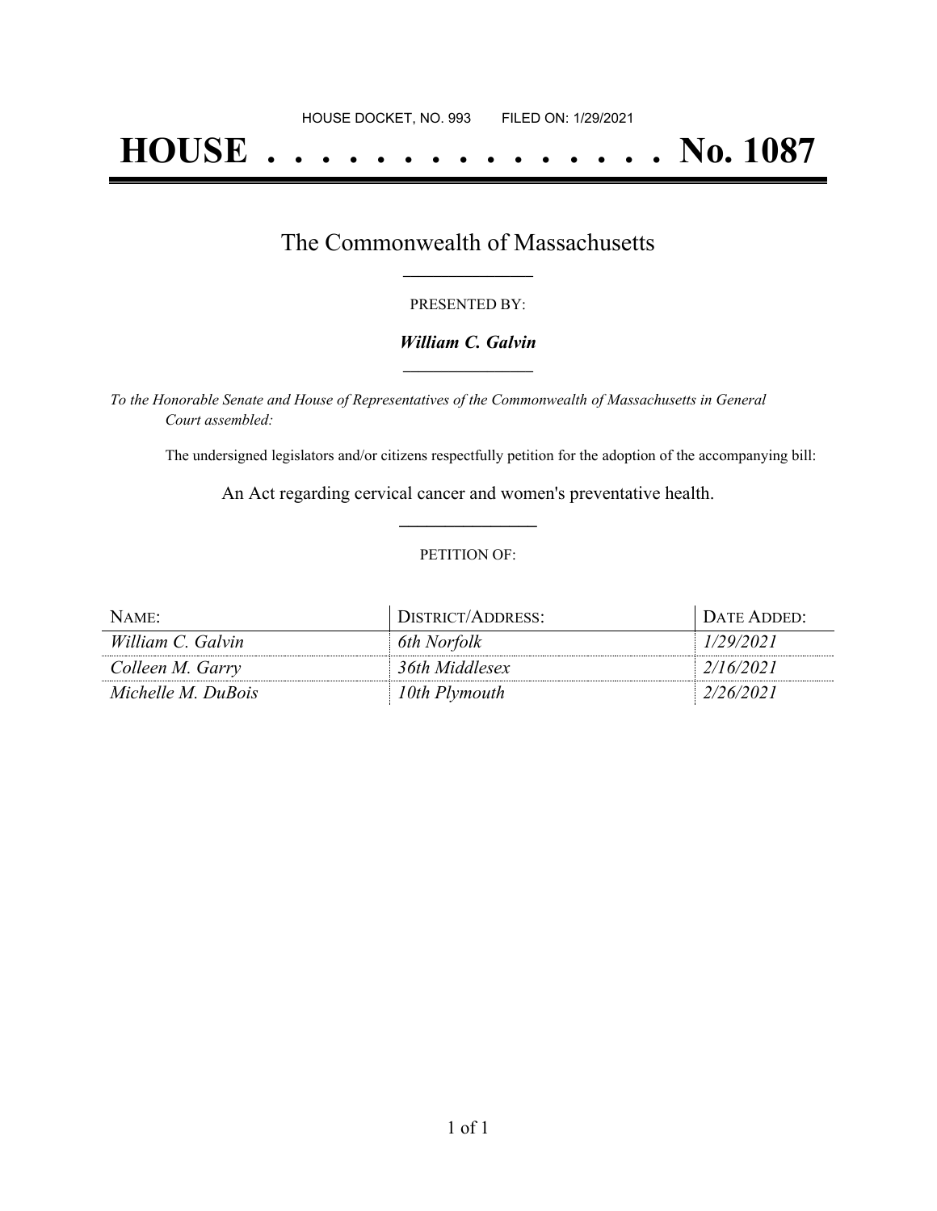HOUSE DOCKET, NO. 993 FILED ON: 1/29/2021

# HOUSE . . . . . . . . . . . . . . . No. 1087

## The Commonwealth of Massachusetts

PRESENTED BY:

***William C. Galvin***

*To the Honorable Senate and House of Representatives of the Commonwealth of Massachusetts in General Court assembled:*

The undersigned legislators and/or citizens respectfully petition for the adoption of the accompanying bill:

An Act regarding cervical cancer and women's preventative health.

PETITION OF:

| NAME: | DISTRICT/ADDRESS: | DATE ADDED: |
| --- | --- | --- |
| *William C. Galvin* | *6th Norfolk* | *1/29/2021* |
| *Colleen M. Garry* | *36th Middlesex* | *2/16/2021* |
| *Michelle M. DuBois* | *10th Plymouth* | *2/26/2021* |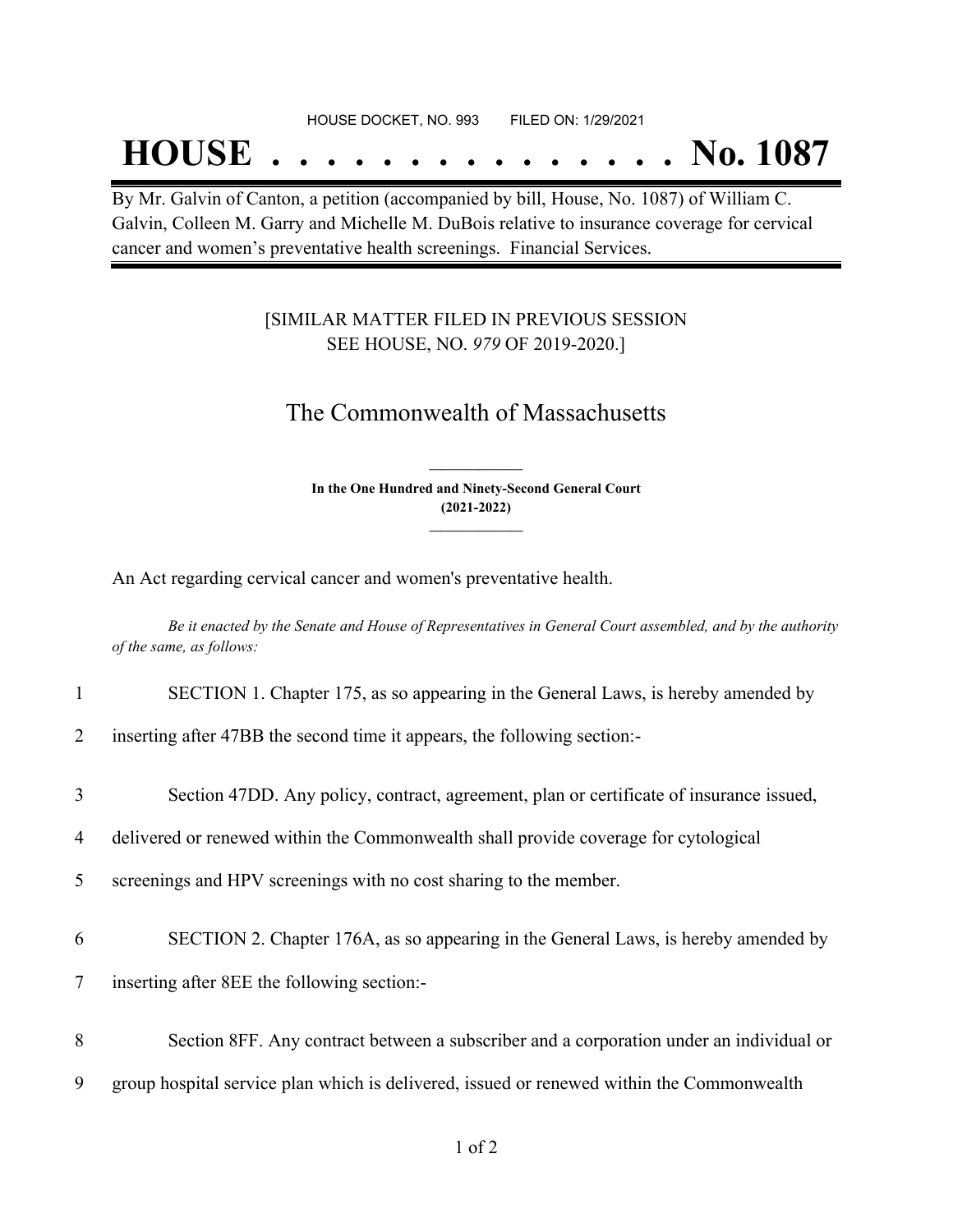HOUSE DOCKET, NO. 993 FILED ON: 1/29/2021

# HOUSE . . . . . . . . . . . . . . . No. 1087

By Mr. Galvin of Canton, a petition (accompanied by bill, House, No. 1087) of William C. Galvin, Colleen M. Garry and Michelle M. DuBois relative to insurance coverage for cervical cancer and women's preventative health screenings. Financial Services.

[SIMILAR MATTER FILED IN PREVIOUS SESSION SEE HOUSE, NO. *979* OF 2019-2020.]

## The Commonwealth of Massachusetts

**In the One Hundred and Ninety-Second General Court (2021-2022)**

An Act regarding cervical cancer and women's preventative health.

*Be it enacted by the Senate and House of Representatives in General Court assembled, and by the authority of the same, as follows:*

1 SECTION 1. Chapter 175, as so appearing in the General Laws, is hereby amended by
2 inserting after 47BB the second time it appears, the following section:-

3 Section 47DD. Any policy, contract, agreement, plan or certificate of insurance issued,
4 delivered or renewed within the Commonwealth shall provide coverage for cytological
5 screenings and HPV screenings with no cost sharing to the member.

6 SECTION 2. Chapter 176A, as so appearing in the General Laws, is hereby amended by
7 inserting after 8EE the following section:-

8 Section 8FF. Any contract between a subscriber and a corporation under an individual or
9 group hospital service plan which is delivered, issued or renewed within the Commonwealth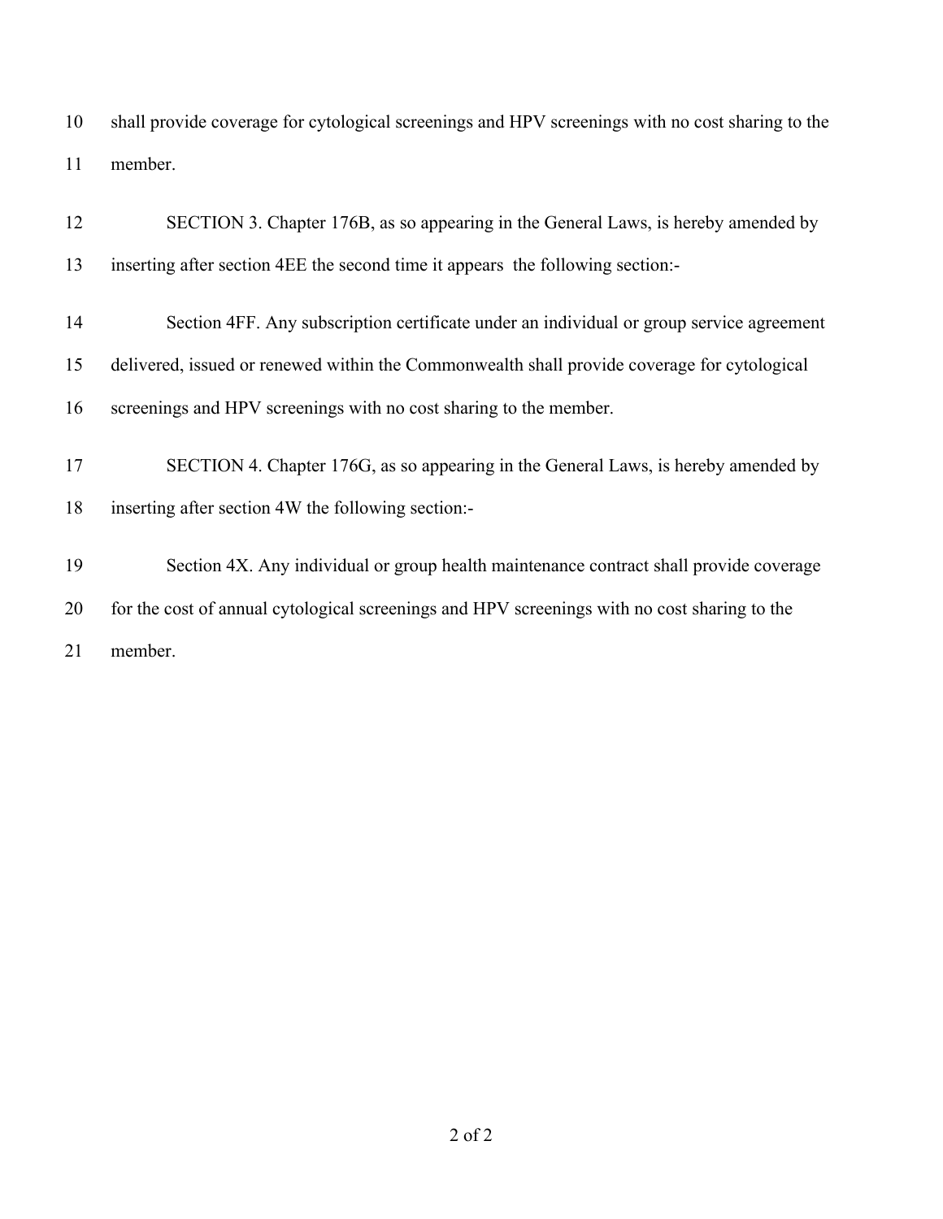shall provide coverage for cytological screenings and HPV screenings with no cost sharing to the member.

SECTION 3. Chapter 176B, as so appearing in the General Laws, is hereby amended by inserting after section 4EE the second time it appears the following section:-

Section 4FF. Any subscription certificate under an individual or group service agreement delivered, issued or renewed within the Commonwealth shall provide coverage for cytological screenings and HPV screenings with no cost sharing to the member.

SECTION 4. Chapter 176G, as so appearing in the General Laws, is hereby amended by inserting after section 4W the following section:-

Section 4X. Any individual or group health maintenance contract shall provide coverage for the cost of annual cytological screenings and HPV screenings with no cost sharing to the member.